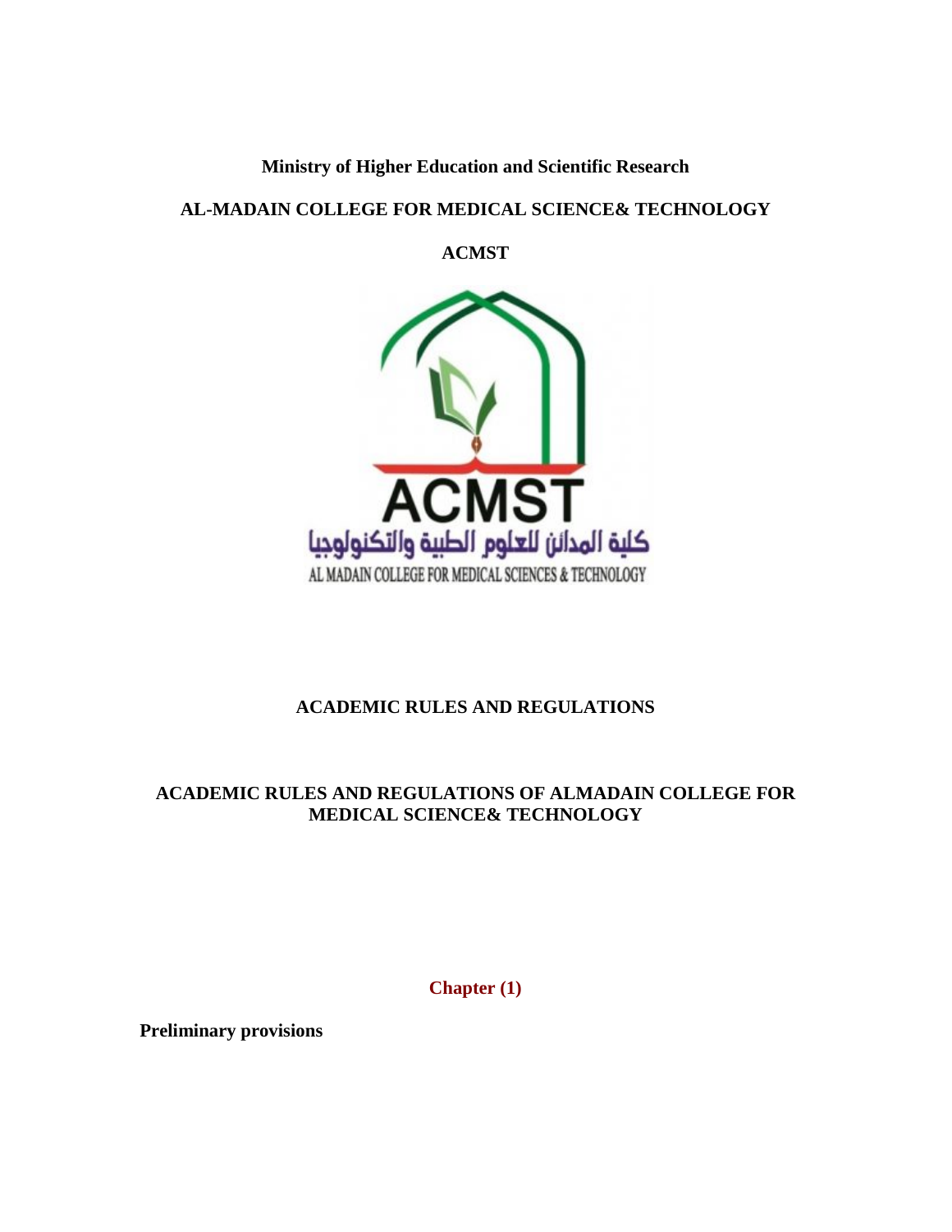**Ministry of Higher Education and Scientific Research**

**AL-MADAIN COLLEGE FOR MEDICAL SCIENCE& TECHNOLOGY**

**ACMST**

# ACADEMIC RULES AND REGULATIONS

## ACADEMIC RULES AND REGULATIONS OF ALMADAIN COLLEGE FOR MEDICAL SCIENCE& TECHNOLOGY

## Chapter (1)

**Preliminary provisions**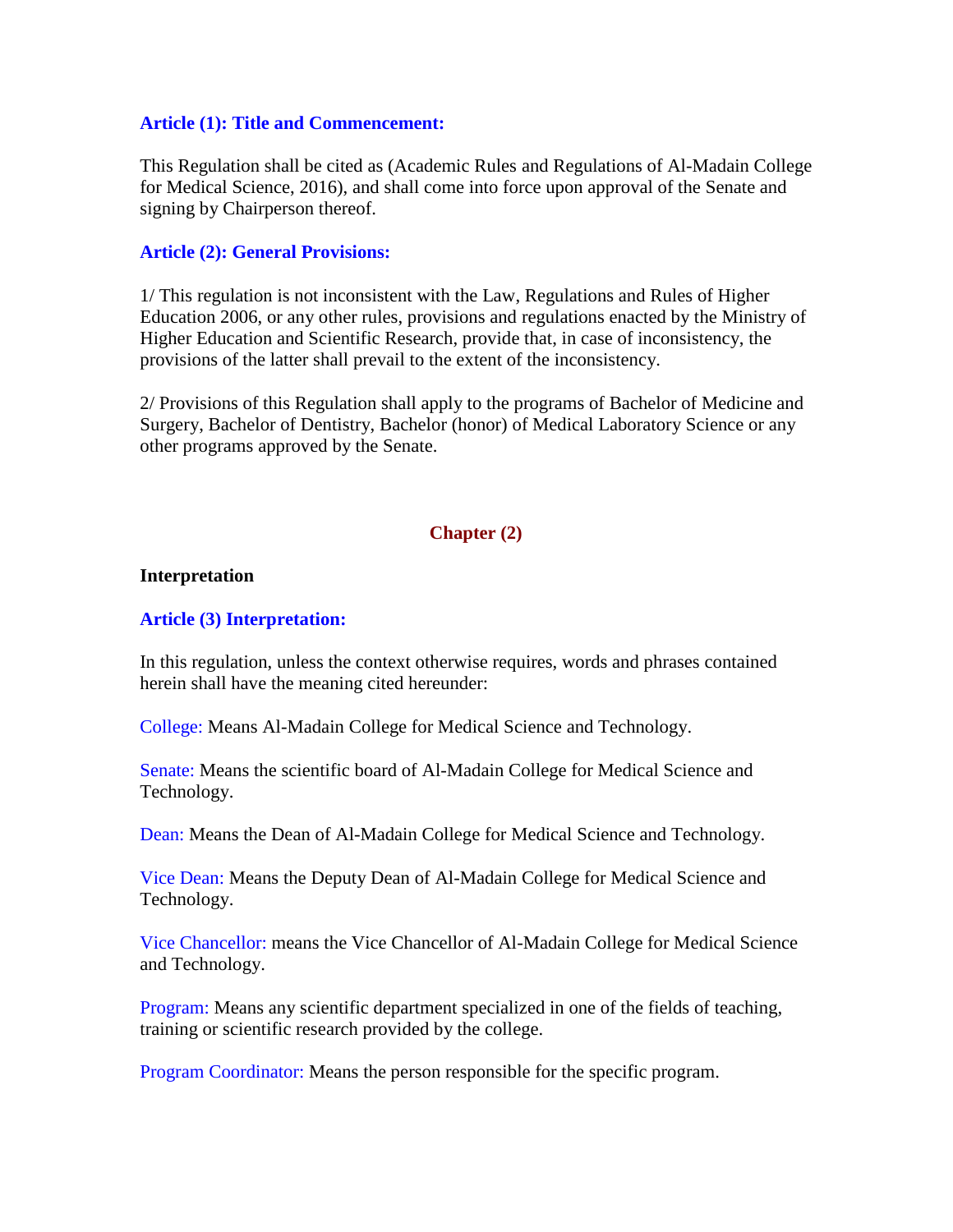### Article (1): Title and Commencement:

This Regulation shall be cited as (Academic Rules and Regulations of Al-Madain College for Medical Science, 2016), and shall come into force upon approval of the Senate and signing by Chairperson thereof.

### Article (2): General Provisions:

1/ This regulation is not inconsistent with the Law, Regulations and Rules of Higher Education 2006, or any other rules, provisions and regulations enacted by the Ministry of Higher Education and Scientific Research, provide that, in case of inconsistency, the provisions of the latter shall prevail to the extent of the inconsistency.

2/ Provisions of this Regulation shall apply to the programs of Bachelor of Medicine and Surgery, Bachelor of Dentistry, Bachelor (honor) of Medical Laboratory Science or any other programs approved by the Senate.

## Chapter (2)

**Interpretation**

### Article (3) Interpretation:

In this regulation, unless the context otherwise requires, words and phrases contained herein shall have the meaning cited hereunder:

College: Means Al-Madain College for Medical Science and Technology.

Senate: Means the scientific board of Al-Madain College for Medical Science and Technology.

Dean: Means the Dean of Al-Madain College for Medical Science and Technology.

Vice Dean: Means the Deputy Dean of Al-Madain College for Medical Science and Technology.

Vice Chancellor: means the Vice Chancellor of Al-Madain College for Medical Science and Technology.

Program: Means any scientific department specialized in one of the fields of teaching, training or scientific research provided by the college.

Program Coordinator: Means the person responsible for the specific program.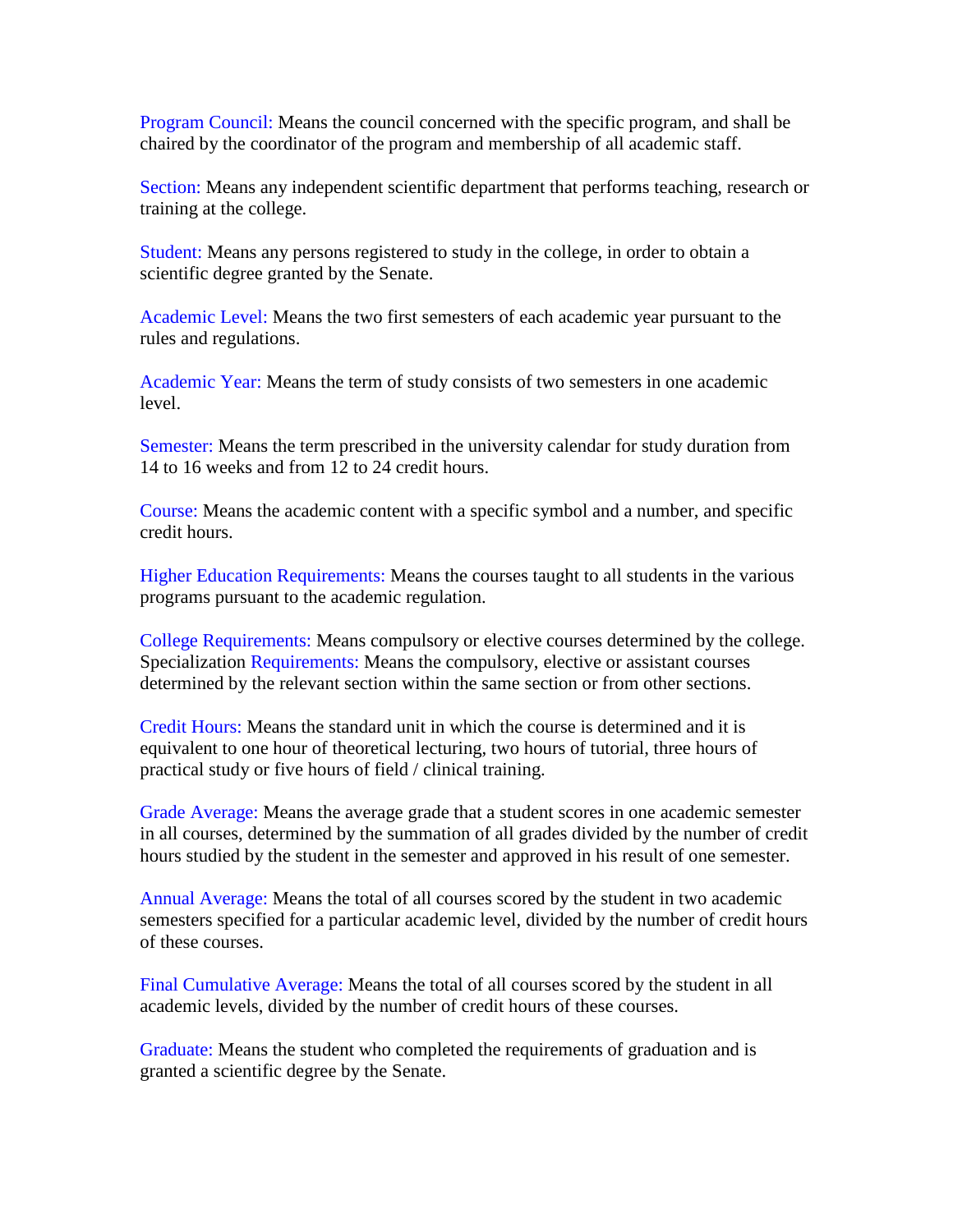Program Council: Means the council concerned with the specific program, and shall be chaired by the coordinator of the program and membership of all academic staff.

Section: Means any independent scientific department that performs teaching, research or training at the college.

Student: Means any persons registered to study in the college, in order to obtain a scientific degree granted by the Senate.

Academic Level: Means the two first semesters of each academic year pursuant to the rules and regulations.

Academic Year: Means the term of study consists of two semesters in one academic level.

Semester: Means the term prescribed in the university calendar for study duration from 14 to 16 weeks and from 12 to 24 credit hours.

Course: Means the academic content with a specific symbol and a number, and specific credit hours.

Higher Education Requirements: Means the courses taught to all students in the various programs pursuant to the academic regulation.

College Requirements: Means compulsory or elective courses determined by the college.
Specialization Requirements: Means the compulsory, elective or assistant courses determined by the relevant section within the same section or from other sections.

Credit Hours: Means the standard unit in which the course is determined and it is equivalent to one hour of theoretical lecturing, two hours of tutorial, three hours of practical study or five hours of field / clinical training.

Grade Average: Means the average grade that a student scores in one academic semester in all courses, determined by the summation of all grades divided by the number of credit hours studied by the student in the semester and approved in his result of one semester.

Annual Average: Means the total of all courses scored by the student in two academic semesters specified for a particular academic level, divided by the number of credit hours of these courses.

Final Cumulative Average: Means the total of all courses scored by the student in all academic levels, divided by the number of credit hours of these courses.

Graduate: Means the student who completed the requirements of graduation and is granted a scientific degree by the Senate.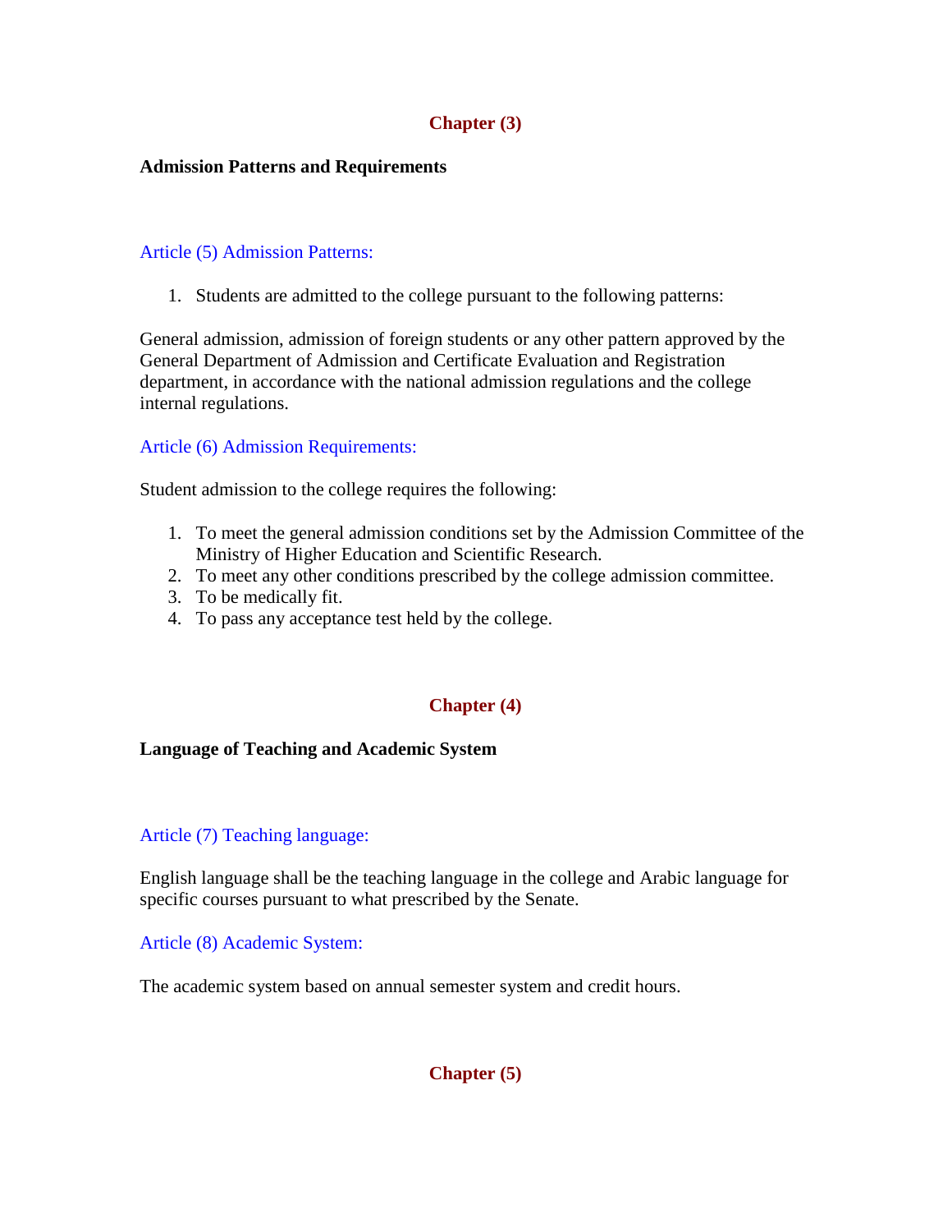## Chapter (3)

**Admission Patterns and Requirements**

### Article (5) Admission Patterns:

1. Students are admitted to the college pursuant to the following patterns:

General admission, admission of foreign students or any other pattern approved by the General Department of Admission and Certificate Evaluation and Registration department, in accordance with the national admission regulations and the college internal regulations.

### Article (6) Admission Requirements:

Student admission to the college requires the following:

1. To meet the general admission conditions set by the Admission Committee of the Ministry of Higher Education and Scientific Research.
2. To meet any other conditions prescribed by the college admission committee.
3. To be medically fit.
4. To pass any acceptance test held by the college.

## Chapter (4)

**Language of Teaching and Academic System**

### Article (7) Teaching language:

English language shall be the teaching language in the college and Arabic language for specific courses pursuant to what prescribed by the Senate.

### Article (8) Academic System:

The academic system based on annual semester system and credit hours.

## Chapter (5)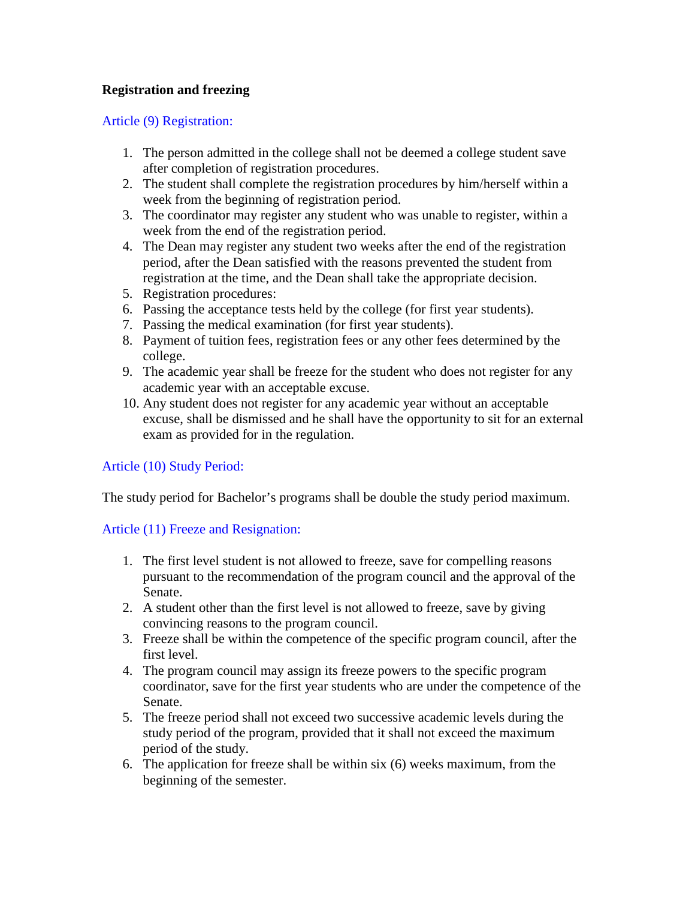**Registration and freezing**

### Article (9) Registration:

1. The person admitted in the college shall not be deemed a college student save after completion of registration procedures.
2. The student shall complete the registration procedures by him/herself within a week from the beginning of registration period.
3. The coordinator may register any student who was unable to register, within a week from the end of the registration period.
4. The Dean may register any student two weeks after the end of the registration period, after the Dean satisfied with the reasons prevented the student from registration at the time, and the Dean shall take the appropriate decision.
5. Registration procedures:
6. Passing the acceptance tests held by the college (for first year students).
7. Passing the medical examination (for first year students).
8. Payment of tuition fees, registration fees or any other fees determined by the college.
9. The academic year shall be freeze for the student who does not register for any academic year with an acceptable excuse.
10. Any student does not register for any academic year without an acceptable excuse, shall be dismissed and he shall have the opportunity to sit for an external exam as provided for in the regulation.

### Article (10) Study Period:

The study period for Bachelor's programs shall be double the study period maximum.

### Article (11) Freeze and Resignation:

1. The first level student is not allowed to freeze, save for compelling reasons pursuant to the recommendation of the program council and the approval of the Senate.
2. A student other than the first level is not allowed to freeze, save by giving convincing reasons to the program council.
3. Freeze shall be within the competence of the specific program council, after the first level.
4. The program council may assign its freeze powers to the specific program coordinator, save for the first year students who are under the competence of the Senate.
5. The freeze period shall not exceed two successive academic levels during the study period of the program, provided that it shall not exceed the maximum period of the study.
6. The application for freeze shall be within six (6) weeks maximum, from the beginning of the semester.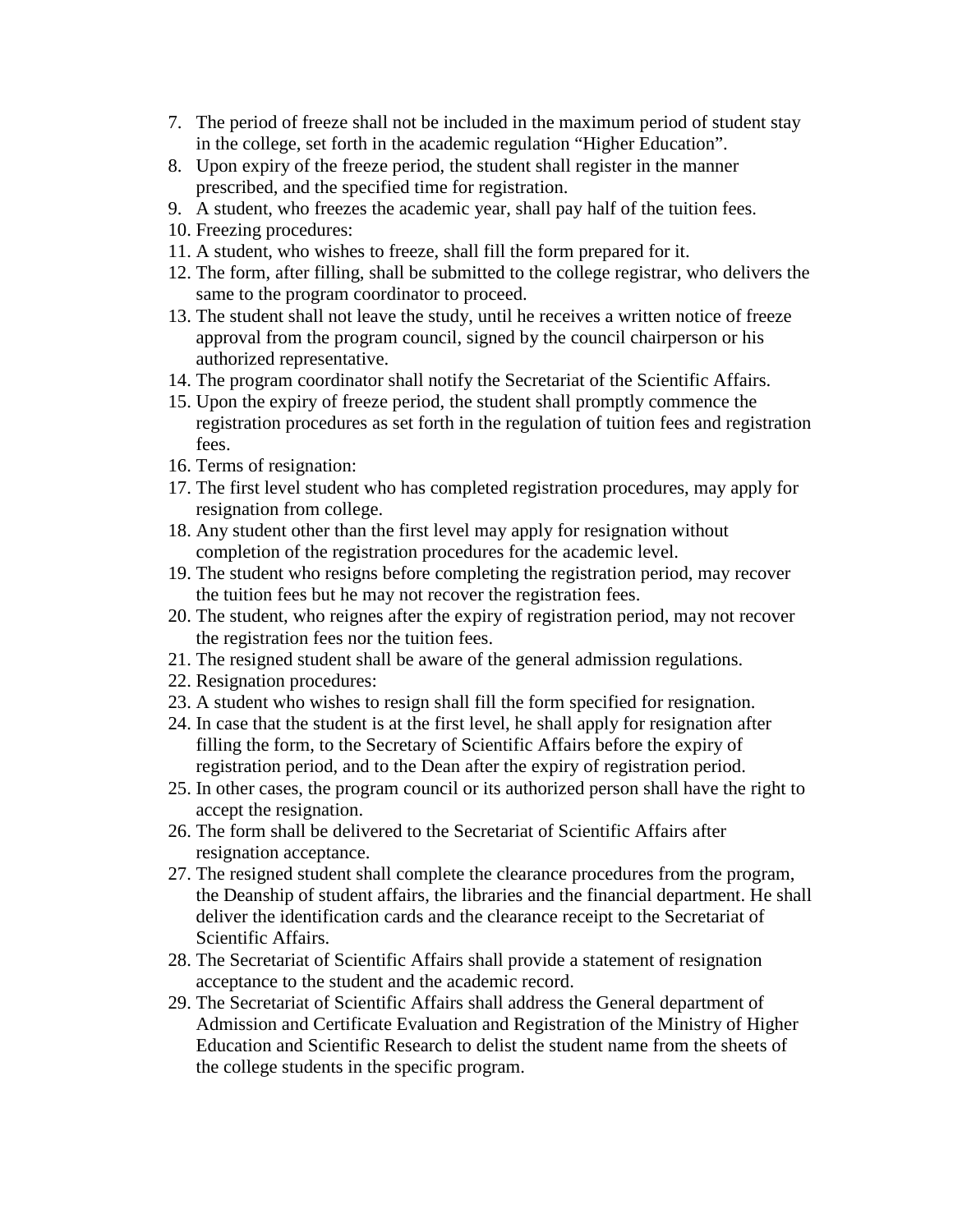7. The period of freeze shall not be included in the maximum period of student stay in the college, set forth in the academic regulation "Higher Education".
8. Upon expiry of the freeze period, the student shall register in the manner prescribed, and the specified time for registration.
9. A student, who freezes the academic year, shall pay half of the tuition fees.
10. Freezing procedures:
11. A student, who wishes to freeze, shall fill the form prepared for it.
12. The form, after filling, shall be submitted to the college registrar, who delivers the same to the program coordinator to proceed.
13. The student shall not leave the study, until he receives a written notice of freeze approval from the program council, signed by the council chairperson or his authorized representative.
14. The program coordinator shall notify the Secretariat of the Scientific Affairs.
15. Upon the expiry of freeze period, the student shall promptly commence the registration procedures as set forth in the regulation of tuition fees and registration fees.
16. Terms of resignation:
17. The first level student who has completed registration procedures, may apply for resignation from college.
18. Any student other than the first level may apply for resignation without completion of the registration procedures for the academic level.
19. The student who resigns before completing the registration period, may recover the tuition fees but he may not recover the registration fees.
20. The student, who reignes after the expiry of registration period, may not recover the registration fees nor the tuition fees.
21. The resigned student shall be aware of the general admission regulations.
22. Resignation procedures:
23. A student who wishes to resign shall fill the form specified for resignation.
24. In case that the student is at the first level, he shall apply for resignation after filling the form, to the Secretary of Scientific Affairs before the expiry of registration period, and to the Dean after the expiry of registration period.
25. In other cases, the program council or its authorized person shall have the right to accept the resignation.
26. The form shall be delivered to the Secretariat of Scientific Affairs after resignation acceptance.
27. The resigned student shall complete the clearance procedures from the program, the Deanship of student affairs, the libraries and the financial department. He shall deliver the identification cards and the clearance receipt to the Secretariat of Scientific Affairs.
28. The Secretariat of Scientific Affairs shall provide a statement of resignation acceptance to the student and the academic record.
29. The Secretariat of Scientific Affairs shall address the General department of Admission and Certificate Evaluation and Registration of the Ministry of Higher Education and Scientific Research to delist the student name from the sheets of the college students in the specific program.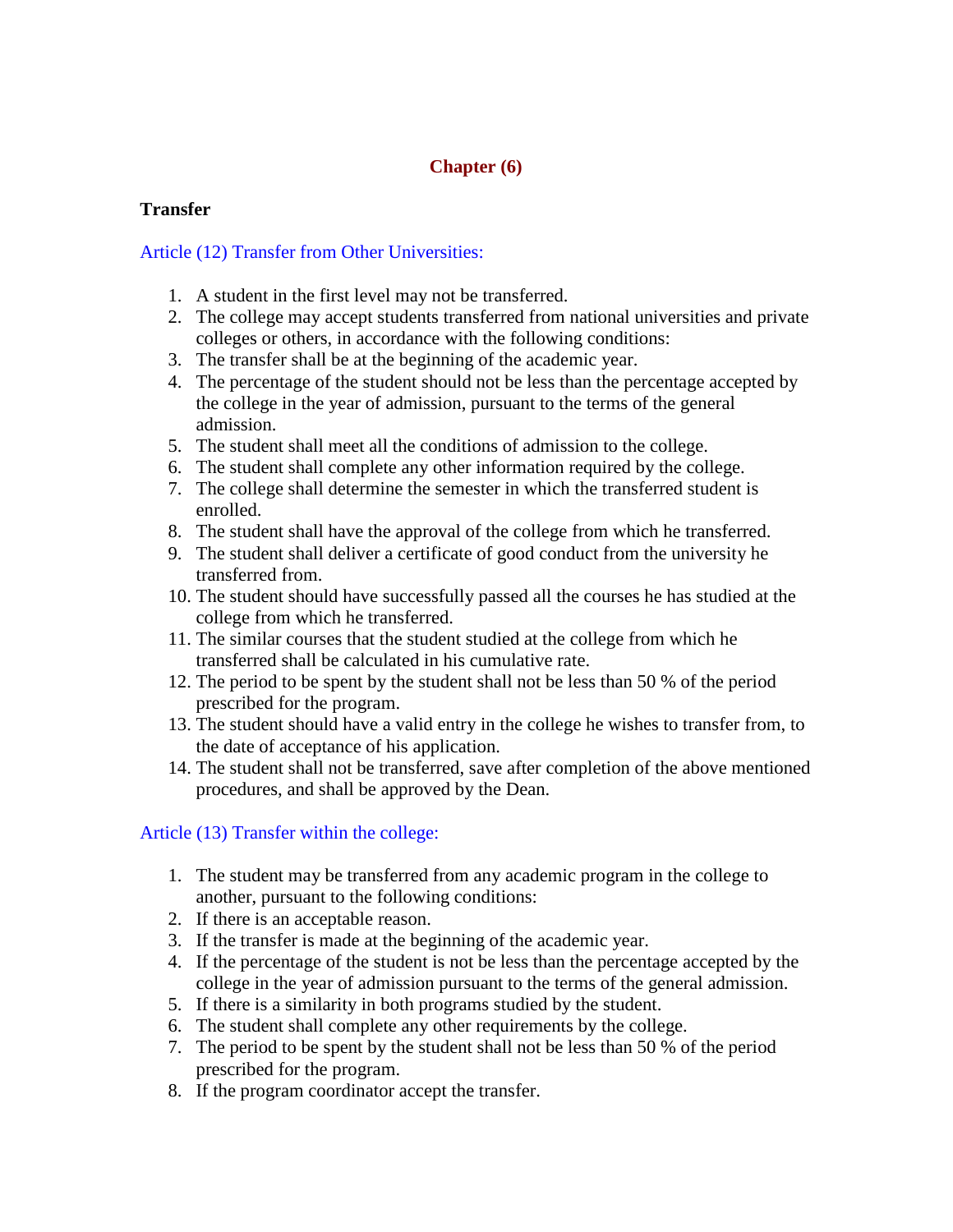## Chapter (6)

### Transfer

#### Article (12) Transfer from Other Universities:

1. A student in the first level may not be transferred.
2. The college may accept students transferred from national universities and private colleges or others, in accordance with the following conditions:
3. The transfer shall be at the beginning of the academic year.
4. The percentage of the student should not be less than the percentage accepted by the college in the year of admission, pursuant to the terms of the general admission.
5. The student shall meet all the conditions of admission to the college.
6. The student shall complete any other information required by the college.
7. The college shall determine the semester in which the transferred student is enrolled.
8. The student shall have the approval of the college from which he transferred.
9. The student shall deliver a certificate of good conduct from the university he transferred from.
10. The student should have successfully passed all the courses he has studied at the college from which he transferred.
11. The similar courses that the student studied at the college from which he transferred shall be calculated in his cumulative rate.
12. The period to be spent by the student shall not be less than 50 % of the period prescribed for the program.
13. The student should have a valid entry in the college he wishes to transfer from, to the date of acceptance of his application.
14. The student shall not be transferred, save after completion of the above mentioned procedures, and shall be approved by the Dean.

#### Article (13) Transfer within the college:

1. The student may be transferred from any academic program in the college to another, pursuant to the following conditions:
2. If there is an acceptable reason.
3. If the transfer is made at the beginning of the academic year.
4. If the percentage of the student is not be less than the percentage accepted by the college in the year of admission pursuant to the terms of the general admission.
5. If there is a similarity in both programs studied by the student.
6. The student shall complete any other requirements by the college.
7. The period to be spent by the student shall not be less than 50 % of the period prescribed for the program.
8. If the program coordinator accept the transfer.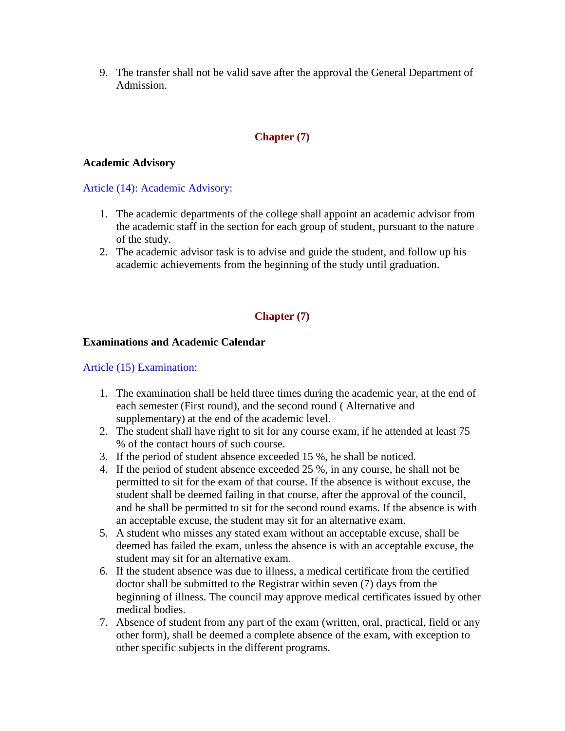9. The transfer shall not be valid save after the approval the General Department of Admission.

## Chapter (7)

**Academic Advisory**

### Article (14): Academic Advisory:

1. The academic departments of the college shall appoint an academic advisor from the academic staff in the section for each group of student, pursuant to the nature of the study.
2. The academic advisor task is to advise and guide the student, and follow up his academic achievements from the beginning of the study until graduation.

## Chapter (7)

**Examinations and Academic Calendar**

### Article (15) Examination:

1. The examination shall be held three times during the academic year, at the end of each semester (First round), and the second round ( Alternative and supplementary) at the end of the academic level.
2. The student shall have right to sit for any course exam, if he attended at least 75 % of the contact hours of such course.
3. If the period of student absence exceeded 15 %, he shall be noticed.
4. If the period of student absence exceeded 25 %, in any course, he shall not be permitted to sit for the exam of that course. If the absence is without excuse, the student shall be deemed failing in that course, after the approval of the council, and he shall be permitted to sit for the second round exams. If the absence is with an acceptable excuse, the student may sit for an alternative exam.
5. A student who misses any stated exam without an acceptable excuse, shall be deemed has failed the exam, unless the absence is with an acceptable excuse, the student may sit for an alternative exam.
6. If the student absence was due to illness, a medical certificate from the certified doctor shall be submitted to the Registrar within seven (7) days from the beginning of illness. The council may approve medical certificates issued by other medical bodies.
7. Absence of student from any part of the exam (written, oral, practical, field or any other form), shall be deemed a complete absence of the exam, with exception to other specific subjects in the different programs.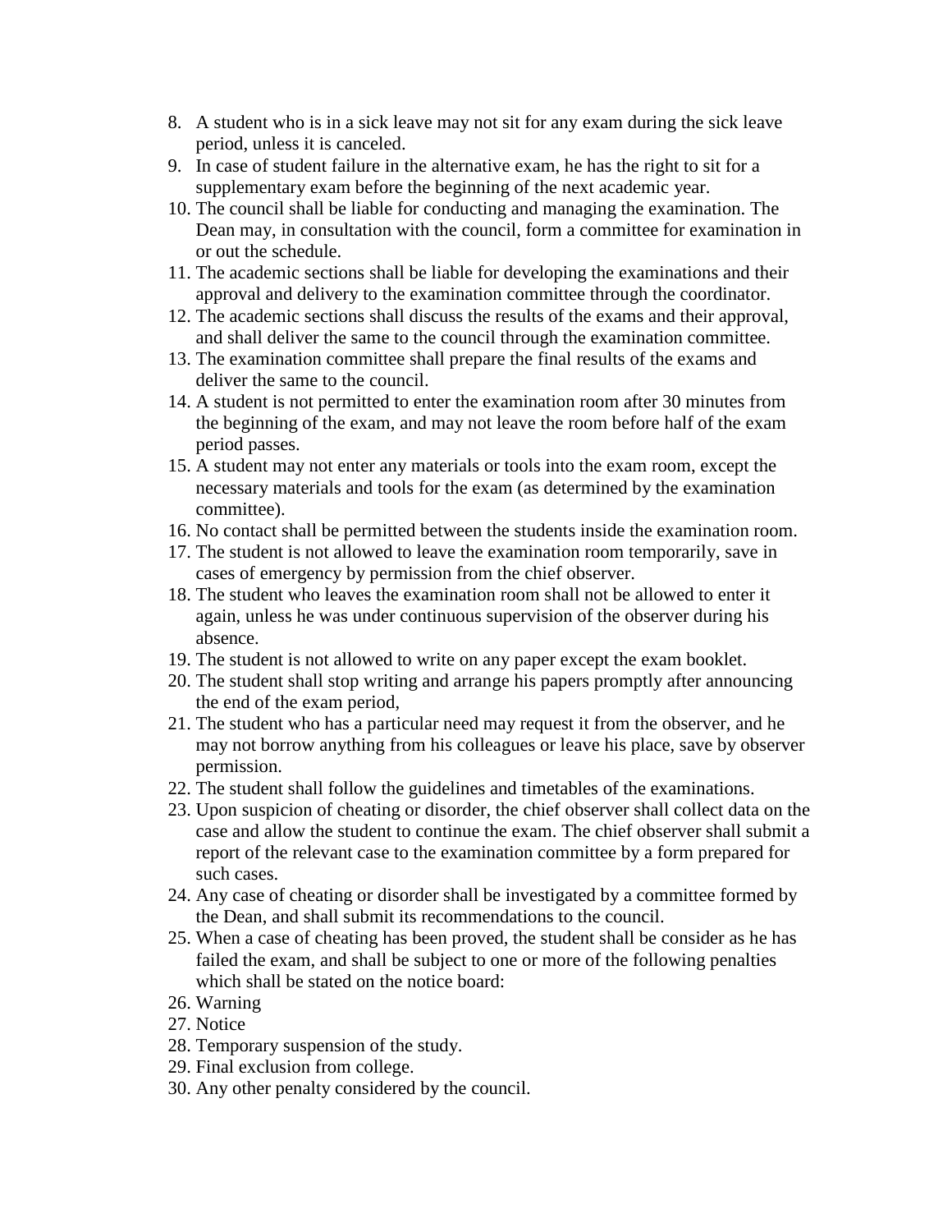8. A student who is in a sick leave may not sit for any exam during the sick leave period, unless it is canceled.
9. In case of student failure in the alternative exam, he has the right to sit for a supplementary exam before the beginning of the next academic year.
10. The council shall be liable for conducting and managing the examination. The Dean may, in consultation with the council, form a committee for examination in or out the schedule.
11. The academic sections shall be liable for developing the examinations and their approval and delivery to the examination committee through the coordinator.
12. The academic sections shall discuss the results of the exams and their approval, and shall deliver the same to the council through the examination committee.
13. The examination committee shall prepare the final results of the exams and deliver the same to the council.
14. A student is not permitted to enter the examination room after 30 minutes from the beginning of the exam, and may not leave the room before half of the exam period passes.
15. A student may not enter any materials or tools into the exam room, except the necessary materials and tools for the exam (as determined by the examination committee).
16. No contact shall be permitted between the students inside the examination room.
17. The student is not allowed to leave the examination room temporarily, save in cases of emergency by permission from the chief observer.
18. The student who leaves the examination room shall not be allowed to enter it again, unless he was under continuous supervision of the observer during his absence.
19. The student is not allowed to write on any paper except the exam booklet.
20. The student shall stop writing and arrange his papers promptly after announcing the end of the exam period,
21. The student who has a particular need may request it from the observer, and he may not borrow anything from his colleagues or leave his place, save by observer permission.
22. The student shall follow the guidelines and timetables of the examinations.
23. Upon suspicion of cheating or disorder, the chief observer shall collect data on the case and allow the student to continue the exam. The chief observer shall submit a report of the relevant case to the examination committee by a form prepared for such cases.
24. Any case of cheating or disorder shall be investigated by a committee formed by the Dean, and shall submit its recommendations to the council.
25. When a case of cheating has been proved, the student shall be consider as he has failed the exam, and shall be subject to one or more of the following penalties which shall be stated on the notice board:
26. Warning
27. Notice
28. Temporary suspension of the study.
29. Final exclusion from college.
30. Any other penalty considered by the council.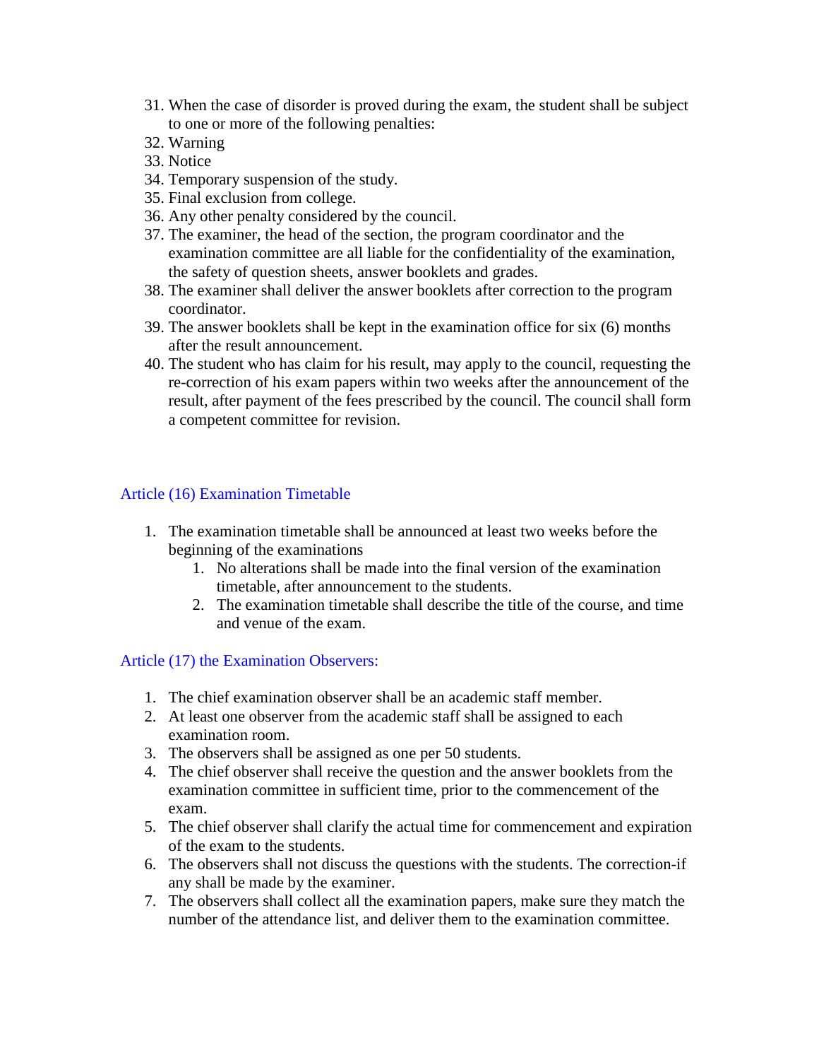31. When the case of disorder is proved during the exam, the student shall be subject to one or more of the following penalties:
32. Warning
33. Notice
34. Temporary suspension of the study.
35. Final exclusion from college.
36. Any other penalty considered by the council.
37. The examiner, the head of the section, the program coordinator and the examination committee are all liable for the confidentiality of the examination, the safety of question sheets, answer booklets and grades.
38. The examiner shall deliver the answer booklets after correction to the program coordinator.
39. The answer booklets shall be kept in the examination office for six (6) months after the result announcement.
40. The student who has claim for his result, may apply to the council, requesting the re-correction of his exam papers within two weeks after the announcement of the result, after payment of the fees prescribed by the council. The council shall form a competent committee for revision.

## Article (16) Examination Timetable

1. The examination timetable shall be announced at least two weeks before the beginning of the examinations
    1. No alterations shall be made into the final version of the examination timetable, after announcement to the students.
    2. The examination timetable shall describe the title of the course, and time and venue of the exam.

## Article (17) the Examination Observers:

1. The chief examination observer shall be an academic staff member.
2. At least one observer from the academic staff shall be assigned to each examination room.
3. The observers shall be assigned as one per 50 students.
4. The chief observer shall receive the question and the answer booklets from the examination committee in sufficient time, prior to the commencement of the exam.
5. The chief observer shall clarify the actual time for commencement and expiration of the exam to the students.
6. The observers shall not discuss the questions with the students. The correction-if any shall be made by the examiner.
7. The observers shall collect all the examination papers, make sure they match the number of the attendance list, and deliver them to the examination committee.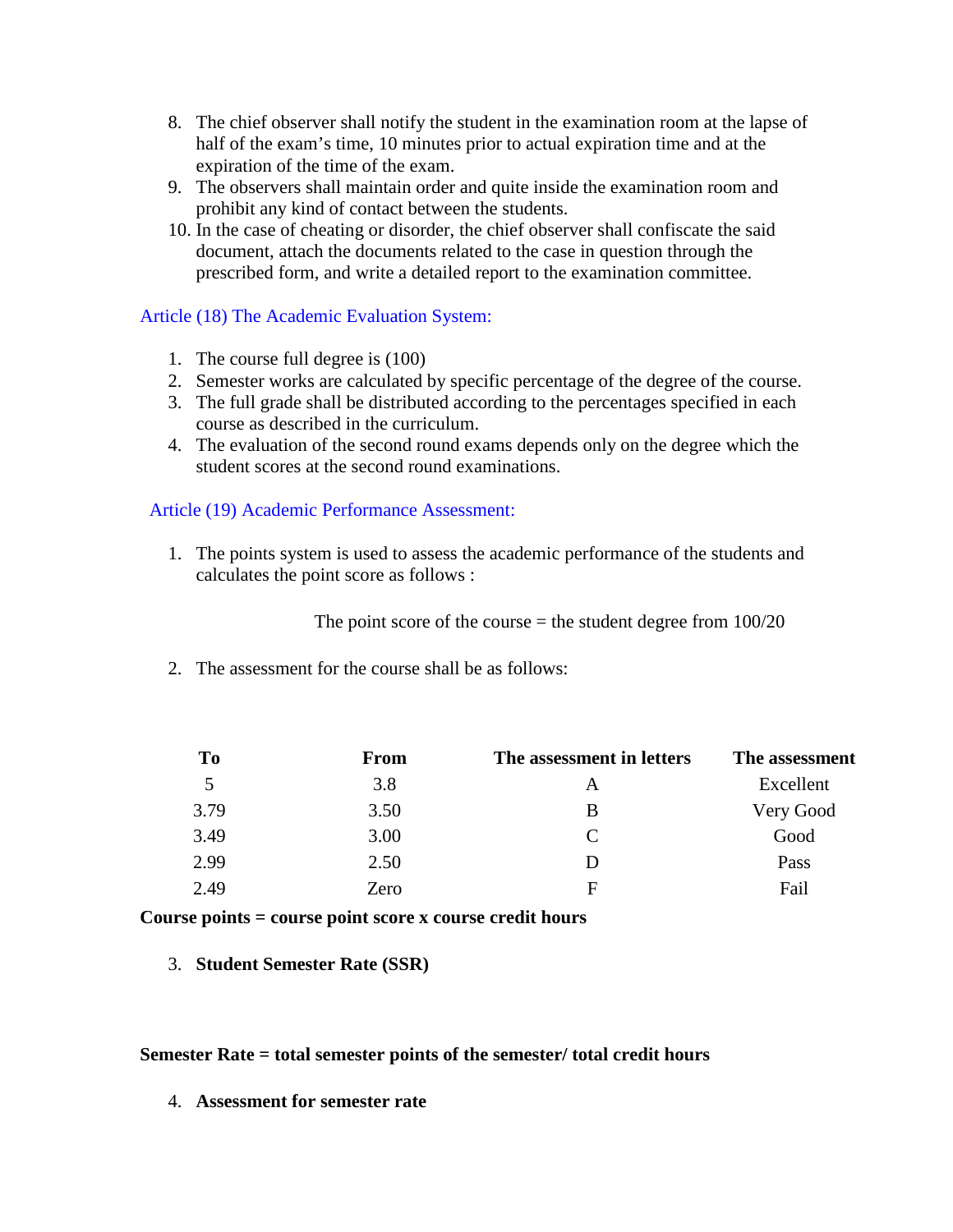8. The chief observer shall notify the student in the examination room at the lapse of half of the exam's time, 10 minutes prior to actual expiration time and at the expiration of the time of the exam.
9. The observers shall maintain order and quite inside the examination room and prohibit any kind of contact between the students.
10. In the case of cheating or disorder, the chief observer shall confiscate the said document, attach the documents related to the case in question through the prescribed form, and write a detailed report to the examination committee.

## Article (18) The Academic Evaluation System:

1. The course full degree is (100)
2. Semester works are calculated by specific percentage of the degree of the course.
3. The full grade shall be distributed according to the percentages specified in each course as described in the curriculum.
4. The evaluation of the second round exams depends only on the degree which the student scores at the second round examinations.

## Article (19) Academic Performance Assessment:

1. The points system is used to assess the academic performance of the students and calculates the point score as follows :

   The point score of the course = the student degree from 100/20

2. The assessment for the course shall be as follows:

| To | From | The assessment in letters | The assessment |
|---|---|---|---|
| 5 | 3.8 | A | Excellent |
| 3.79 | 3.50 | B | Very Good |
| 3.49 | 3.00 | C | Good |
| 2.99 | 2.50 | D | Pass |
| 2.49 | Zero | F | Fail |

**Course points = course point score x course credit hours**

3. **Student Semester Rate (SSR)**

**Semester Rate = total semester points of the semester/ total credit hours**

4. **Assessment for semester rate**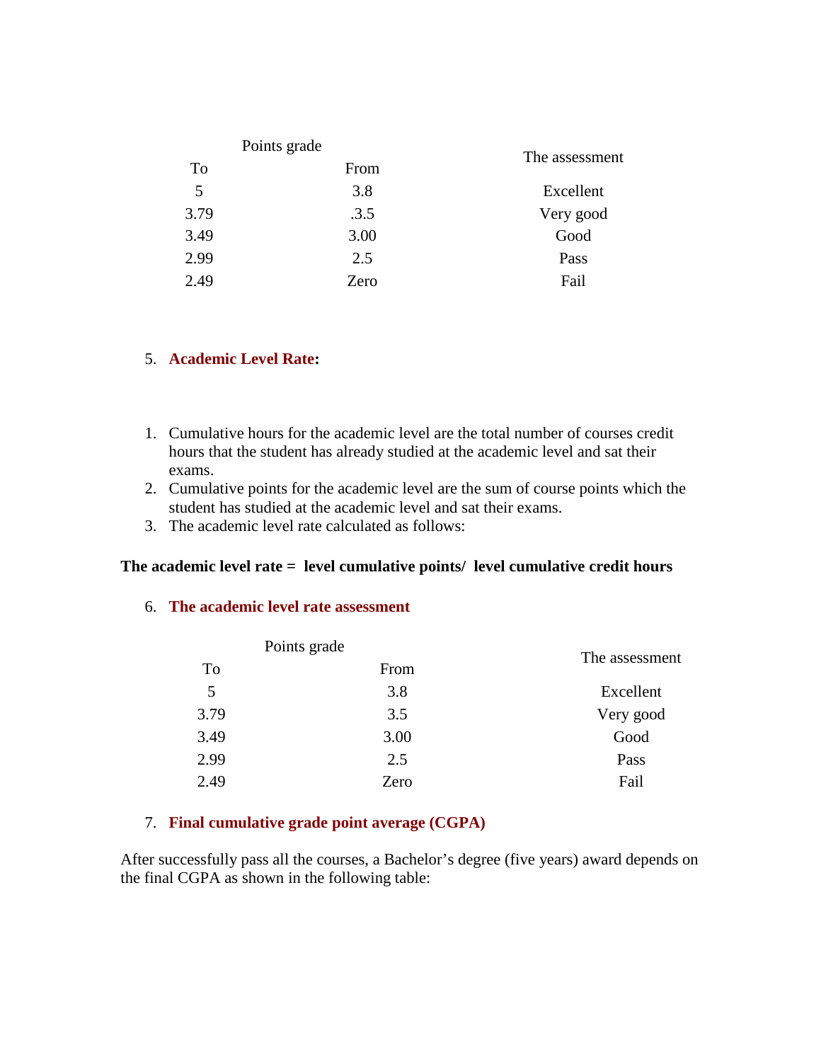| Points grade | | The assessment |
|---|---|---|
| To | From | |
| 5 | 3.8 | Excellent |
| 3.79 | .3.5 | Very good |
| 3.49 | 3.00 | Good |
| 2.99 | 2.5 | Pass |
| 2.49 | Zero | Fail |

5. **Academic Level Rate:**

1. Cumulative hours for the academic level are the total number of courses credit hours that the student has already studied at the academic level and sat their exams.
2. Cumulative points for the academic level are the sum of course points which the student has studied at the academic level and sat their exams.
3. The academic level rate calculated as follows:

**The academic level rate = level cumulative points/ level cumulative credit hours**

6. **The academic level rate assessment**

| Points grade | | The assessment |
|---|---|---|
| To | From | |
| 5 | 3.8 | Excellent |
| 3.79 | 3.5 | Very good |
| 3.49 | 3.00 | Good |
| 2.99 | 2.5 | Pass |
| 2.49 | Zero | Fail |

7. **Final cumulative grade point average (CGPA)**

After successfully pass all the courses, a Bachelor's degree (five years) award depends on the final CGPA as shown in the following table: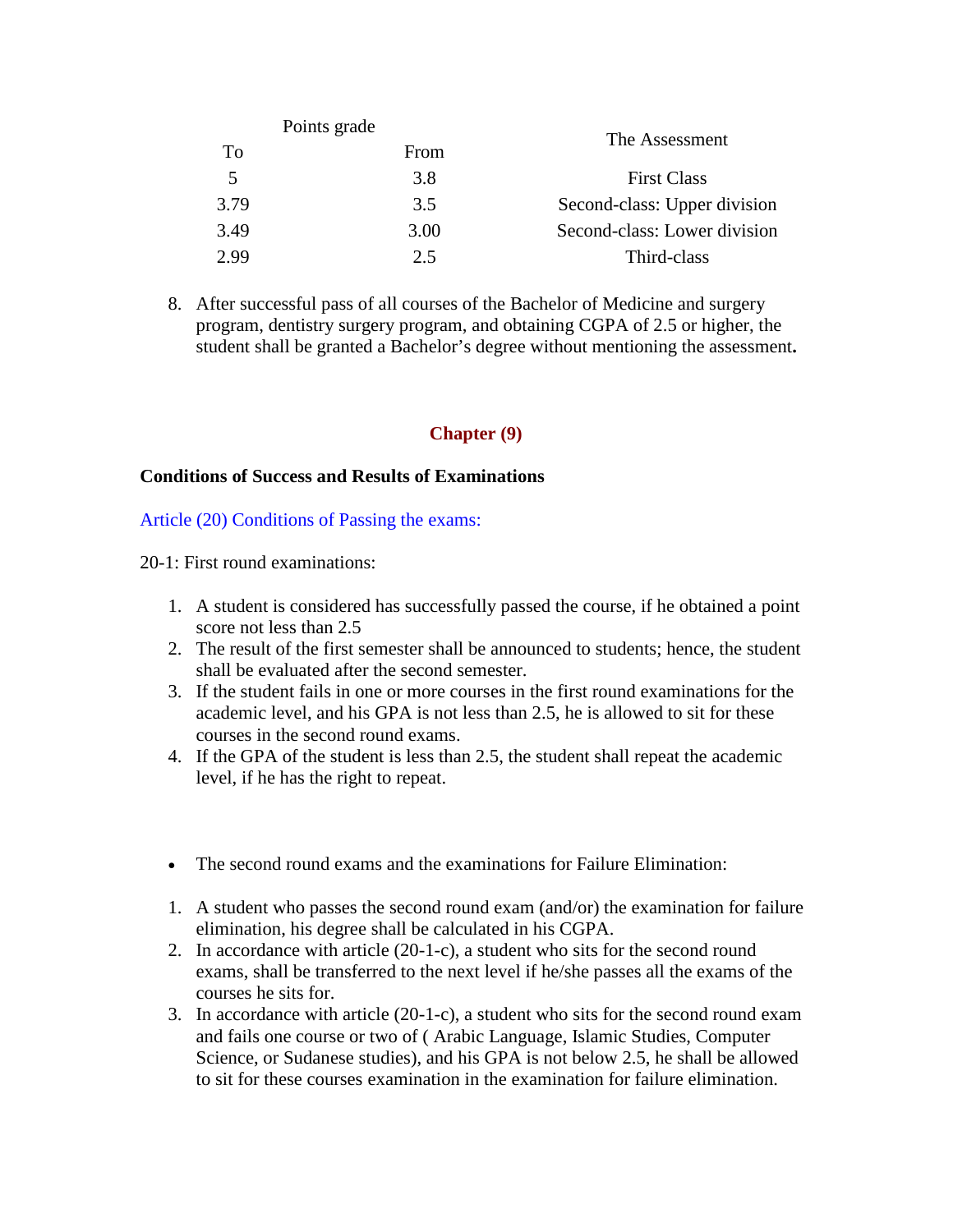| Points grade | | The Assessment |
|---|---|---|
| To | From | |
| 5 | 3.8 | First Class |
| 3.79 | 3.5 | Second-class: Upper division |
| 3.49 | 3.00 | Second-class: Lower division |
| 2.99 | 2.5 | Third-class |

8. After successful pass of all courses of the Bachelor of Medicine and surgery program, dentistry surgery program, and obtaining CGPA of 2.5 or higher, the student shall be granted a Bachelor's degree without mentioning the assessment**.**

## Chapter (9)

**Conditions of Success and Results of Examinations**

### Article (20) Conditions of Passing the exams:

20-1: First round examinations:

1. A student is considered has successfully passed the course, if he obtained a point score not less than 2.5
2. The result of the first semester shall be announced to students; hence, the student shall be evaluated after the second semester.
3. If the student fails in one or more courses in the first round examinations for the academic level, and his GPA is not less than 2.5, he is allowed to sit for these courses in the second round exams.
4. If the GPA of the student is less than 2.5, the student shall repeat the academic level, if he has the right to repeat.

- The second round exams and the examinations for Failure Elimination:

1. A student who passes the second round exam (and/or) the examination for failure elimination, his degree shall be calculated in his CGPA.
2. In accordance with article (20-1-c), a student who sits for the second round exams, shall be transferred to the next level if he/she passes all the exams of the courses he sits for.
3. In accordance with article (20-1-c), a student who sits for the second round exam and fails one course or two of ( Arabic Language, Islamic Studies, Computer Science, or Sudanese studies), and his GPA is not below 2.5, he shall be allowed to sit for these courses examination in the examination for failure elimination.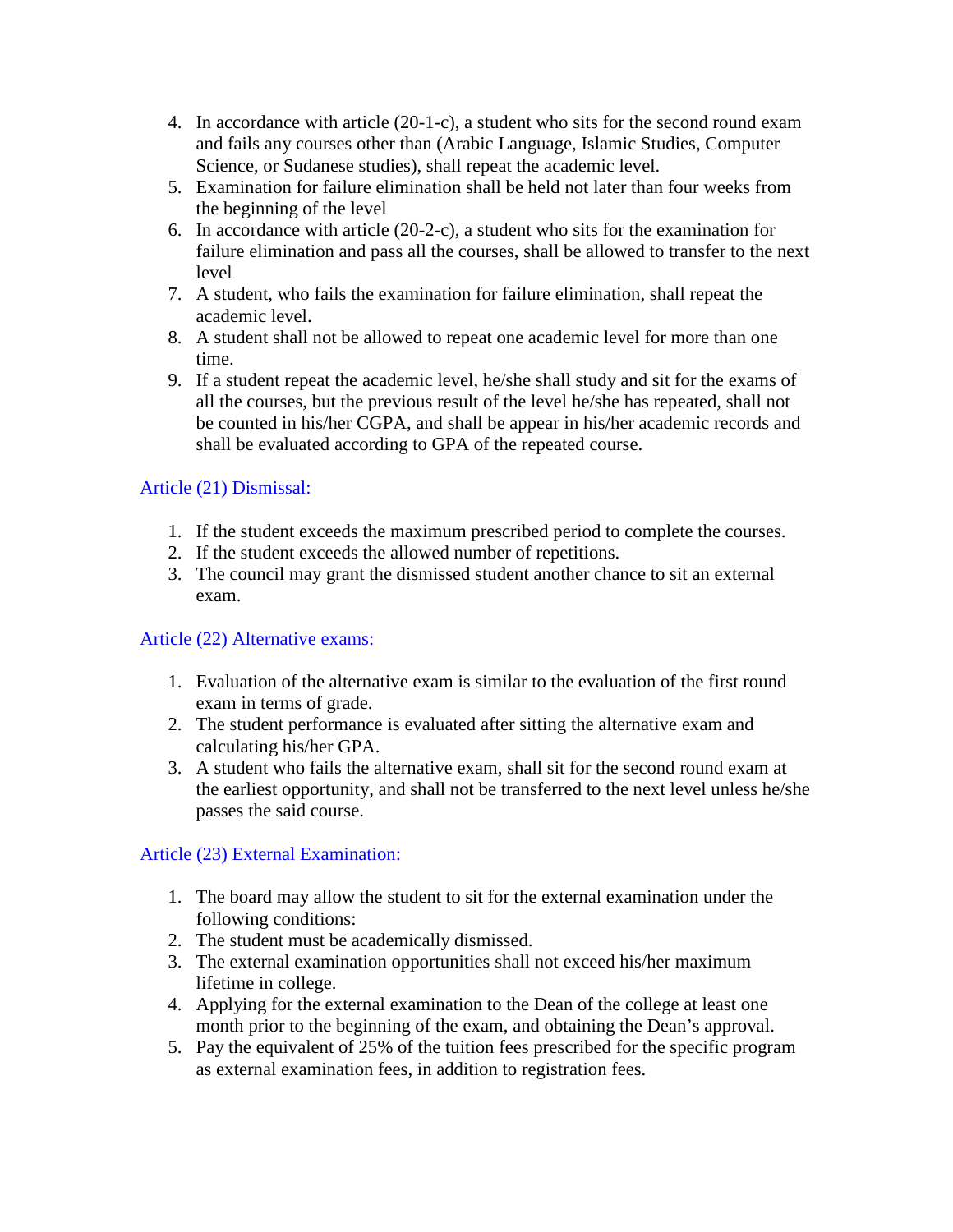4. In accordance with article (20-1-c), a student who sits for the second round exam and fails any courses other than (Arabic Language, Islamic Studies, Computer Science, or Sudanese studies), shall repeat the academic level.
5. Examination for failure elimination shall be held not later than four weeks from the beginning of the level
6. In accordance with article (20-2-c), a student who sits for the examination for failure elimination and pass all the courses, shall be allowed to transfer to the next level
7. A student, who fails the examination for failure elimination, shall repeat the academic level.
8. A student shall not be allowed to repeat one academic level for more than one time.
9. If a student repeat the academic level, he/she shall study and sit for the exams of all the courses, but the previous result of the level he/she has repeated, shall not be counted in his/her CGPA, and shall be appear in his/her academic records and shall be evaluated according to GPA of the repeated course.

### Article (21) Dismissal:

1. If the student exceeds the maximum prescribed period to complete the courses.
2. If the student exceeds the allowed number of repetitions.
3. The council may grant the dismissed student another chance to sit an external exam.

### Article (22) Alternative exams:

1. Evaluation of the alternative exam is similar to the evaluation of the first round exam in terms of grade.
2. The student performance is evaluated after sitting the alternative exam and calculating his/her GPA.
3. A student who fails the alternative exam, shall sit for the second round exam at the earliest opportunity, and shall not be transferred to the next level unless he/she passes the said course.

### Article (23) External Examination:

1. The board may allow the student to sit for the external examination under the following conditions:
2. The student must be academically dismissed.
3. The external examination opportunities shall not exceed his/her maximum lifetime in college.
4. Applying for the external examination to the Dean of the college at least one month prior to the beginning of the exam, and obtaining the Dean's approval.
5. Pay the equivalent of 25% of the tuition fees prescribed for the specific program as external examination fees, in addition to registration fees.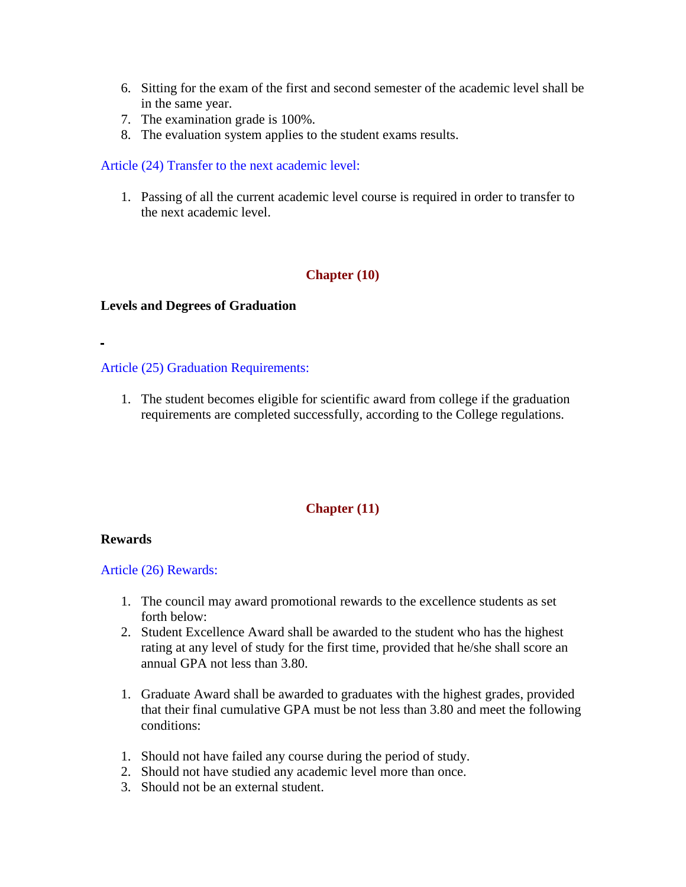6. Sitting for the exam of the first and second semester of the academic level shall be in the same year.
7. The examination grade is 100%.
8. The evaluation system applies to the student exams results.

### Article (24) Transfer to the next academic level:

1. Passing of all the current academic level course is required in order to transfer to the next academic level.

## Chapter (10)

**Levels and Degrees of Graduation**

### Article (25) Graduation Requirements:

1. The student becomes eligible for scientific award from college if the graduation requirements are completed successfully, according to the College regulations.

## Chapter (11)

**Rewards**

### Article (26) Rewards:

1. The council may award promotional rewards to the excellence students as set forth below:
2. Student Excellence Award shall be awarded to the student who has the highest rating at any level of study for the first time, provided that he/she shall score an annual GPA not less than 3.80.

1. Graduate Award shall be awarded to graduates with the highest grades, provided that their final cumulative GPA must be not less than 3.80 and meet the following conditions:

1. Should not have failed any course during the period of study.
2. Should not have studied any academic level more than once.
3. Should not be an external student.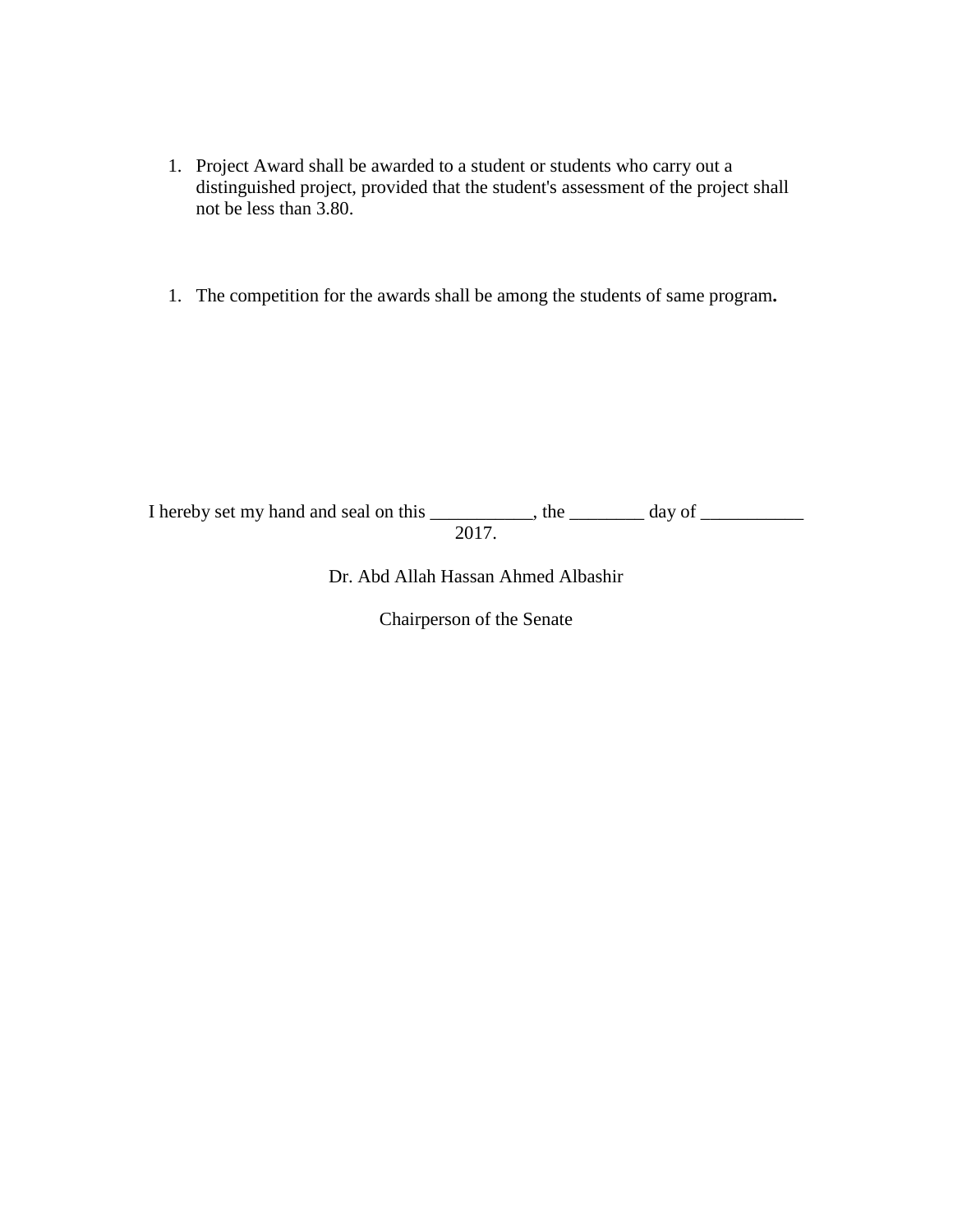1. Project Award shall be awarded to a student or students who carry out a distinguished project, provided that the student's assessment of the project shall not be less than 3.80.

1. The competition for the awards shall be among the students of same program**.**

I hereby set my hand and seal on this ___________, the ________ day of ___________ 2017.

Dr. Abd Allah Hassan Ahmed Albashir

Chairperson of the Senate